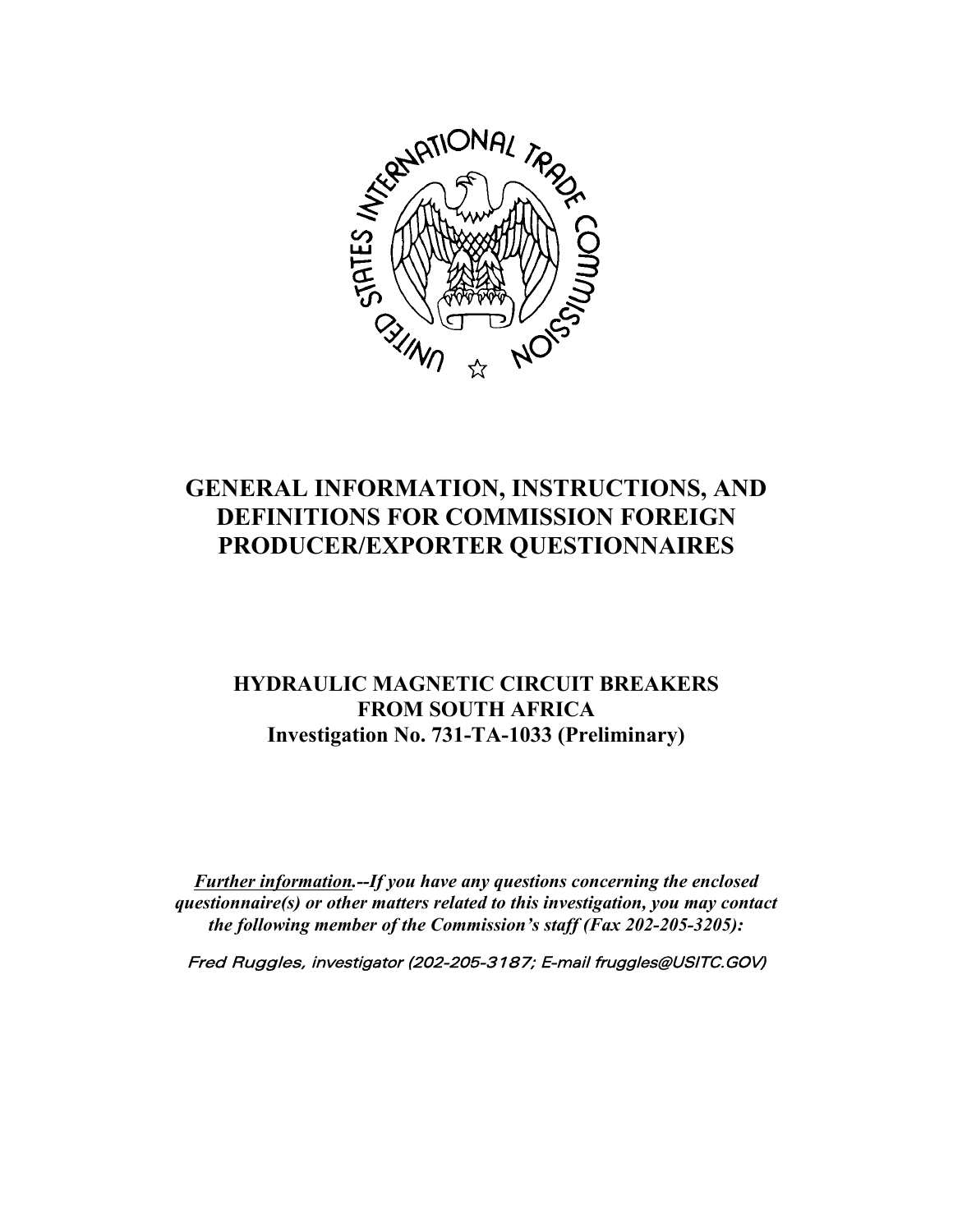# GENERAL INFORMATION, INSTRUCTIONS, AND DEFINITIONS FOR COMMISSION FOREIGN PRODUCER/EXPORTER QUESTIONNAIRES

## HYDRAULIC MAGNETIC CIRCUIT BREAKERS FROM SOUTH AFRICA
## Investigation No. 731-TA-1033 (Preliminary)

***Further information.--If you have any questions concerning the enclosed questionnaire(s) or other matters related to this investigation, you may contact the following member of the Commission's staff (Fax 202-205-3205):***

*Fred Ruggles, investigator (202-205-3187; E-mail fruggles@USITC.GOV)*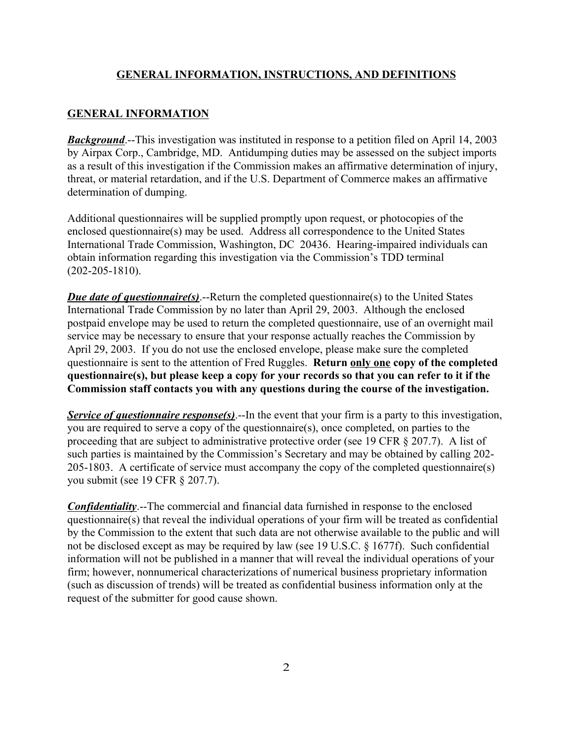## GENERAL INFORMATION, INSTRUCTIONS, AND DEFINITIONS

### GENERAL INFORMATION

***Background***.--This investigation was instituted in response to a petition filed on April 14, 2003 by Airpax Corp., Cambridge, MD. Antidumping duties may be assessed on the subject imports as a result of this investigation if the Commission makes an affirmative determination of injury, threat, or material retardation, and if the U.S. Department of Commerce makes an affirmative determination of dumping.

Additional questionnaires will be supplied promptly upon request, or photocopies of the enclosed questionnaire(s) may be used. Address all correspondence to the United States International Trade Commission, Washington, DC 20436. Hearing-impaired individuals can obtain information regarding this investigation via the Commission's TDD terminal (202-205-1810).

***Due date of questionnaire(s)***.--Return the completed questionnaire(s) to the United States International Trade Commission by no later than April 29, 2003. Although the enclosed postpaid envelope may be used to return the completed questionnaire, use of an overnight mail service may be necessary to ensure that your response actually reaches the Commission by April 29, 2003. If you do not use the enclosed envelope, please make sure the completed questionnaire is sent to the attention of Fred Ruggles. **Return only one copy of the completed questionnaire(s), but please keep a copy for your records so that you can refer to it if the Commission staff contacts you with any questions during the course of the investigation.**

***Service of questionnaire response(s)***.--In the event that your firm is a party to this investigation, you are required to serve a copy of the questionnaire(s), once completed, on parties to the proceeding that are subject to administrative protective order (see 19 CFR § 207.7). A list of such parties is maintained by the Commission's Secretary and may be obtained by calling 202-205-1803. A certificate of service must accompany the copy of the completed questionnaire(s) you submit (see 19 CFR § 207.7).

***Confidentiality***.--The commercial and financial data furnished in response to the enclosed questionnaire(s) that reveal the individual operations of your firm will be treated as confidential by the Commission to the extent that such data are not otherwise available to the public and will not be disclosed except as may be required by law (see 19 U.S.C. § 1677f). Such confidential information will not be published in a manner that will reveal the individual operations of your firm; however, nonnumerical characterizations of numerical business proprietary information (such as discussion of trends) will be treated as confidential business information only at the request of the submitter for good cause shown.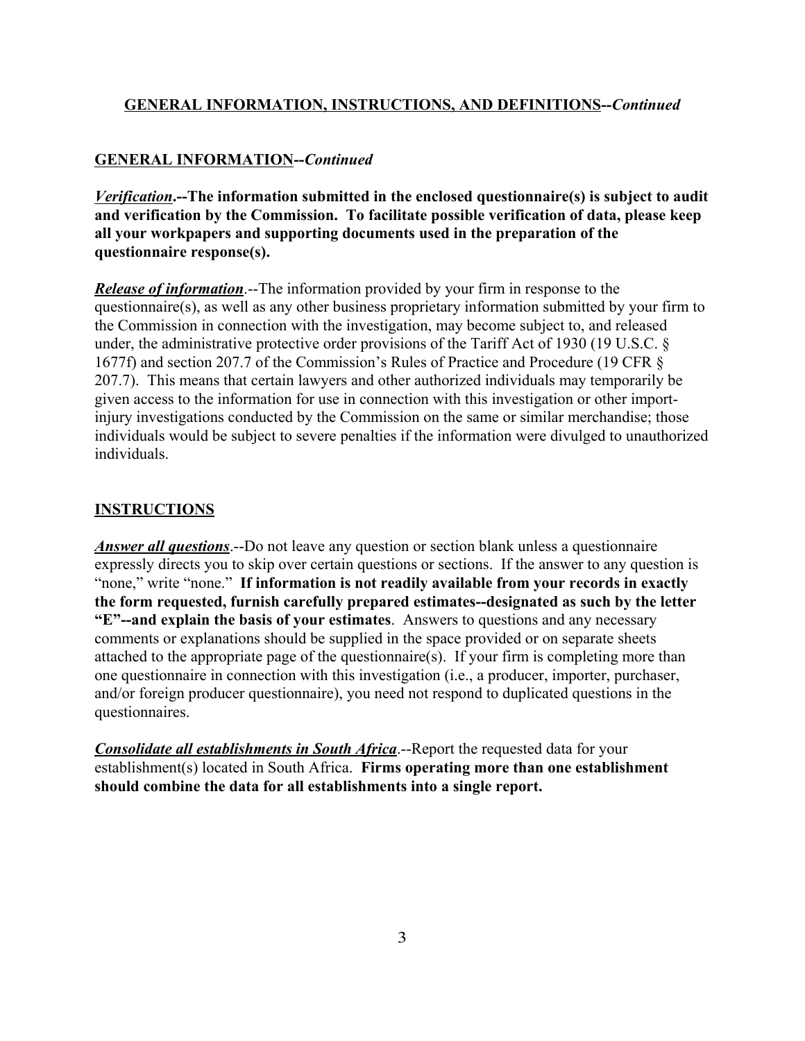## **GENERAL INFORMATION, INSTRUCTIONS, AND DEFINITIONS--*Continued***

### **GENERAL INFORMATION--*Continued***

***Verification*.--The information submitted in the enclosed questionnaire(s) is subject to audit and verification by the Commission. To facilitate possible verification of data, please keep all your workpapers and supporting documents used in the preparation of the questionnaire response(s).**

***Release of information*.**--The information provided by your firm in response to the questionnaire(s), as well as any other business proprietary information submitted by your firm to the Commission in connection with the investigation, may become subject to, and released under, the administrative protective order provisions of the Tariff Act of 1930 (19 U.S.C. § 1677f) and section 207.7 of the Commission's Rules of Practice and Procedure (19 CFR § 207.7). This means that certain lawyers and other authorized individuals may temporarily be given access to the information for use in connection with this investigation or other import-injury investigations conducted by the Commission on the same or similar merchandise; those individuals would be subject to severe penalties if the information were divulged to unauthorized individuals.

### **INSTRUCTIONS**

***Answer all questions*.**--Do not leave any question or section blank unless a questionnaire expressly directs you to skip over certain questions or sections. If the answer to any question is "none," write "none." **If information is not readily available from your records in exactly the form requested, furnish carefully prepared estimates--designated as such by the letter "E"--and explain the basis of your estimates**. Answers to questions and any necessary comments or explanations should be supplied in the space provided or on separate sheets attached to the appropriate page of the questionnaire(s). If your firm is completing more than one questionnaire in connection with this investigation (i.e., a producer, importer, purchaser, and/or foreign producer questionnaire), you need not respond to duplicated questions in the questionnaires.

***Consolidate all establishments in South Africa*.**--Report the requested data for your establishment(s) located in South Africa. **Firms operating more than one establishment should combine the data for all establishments into a single report.**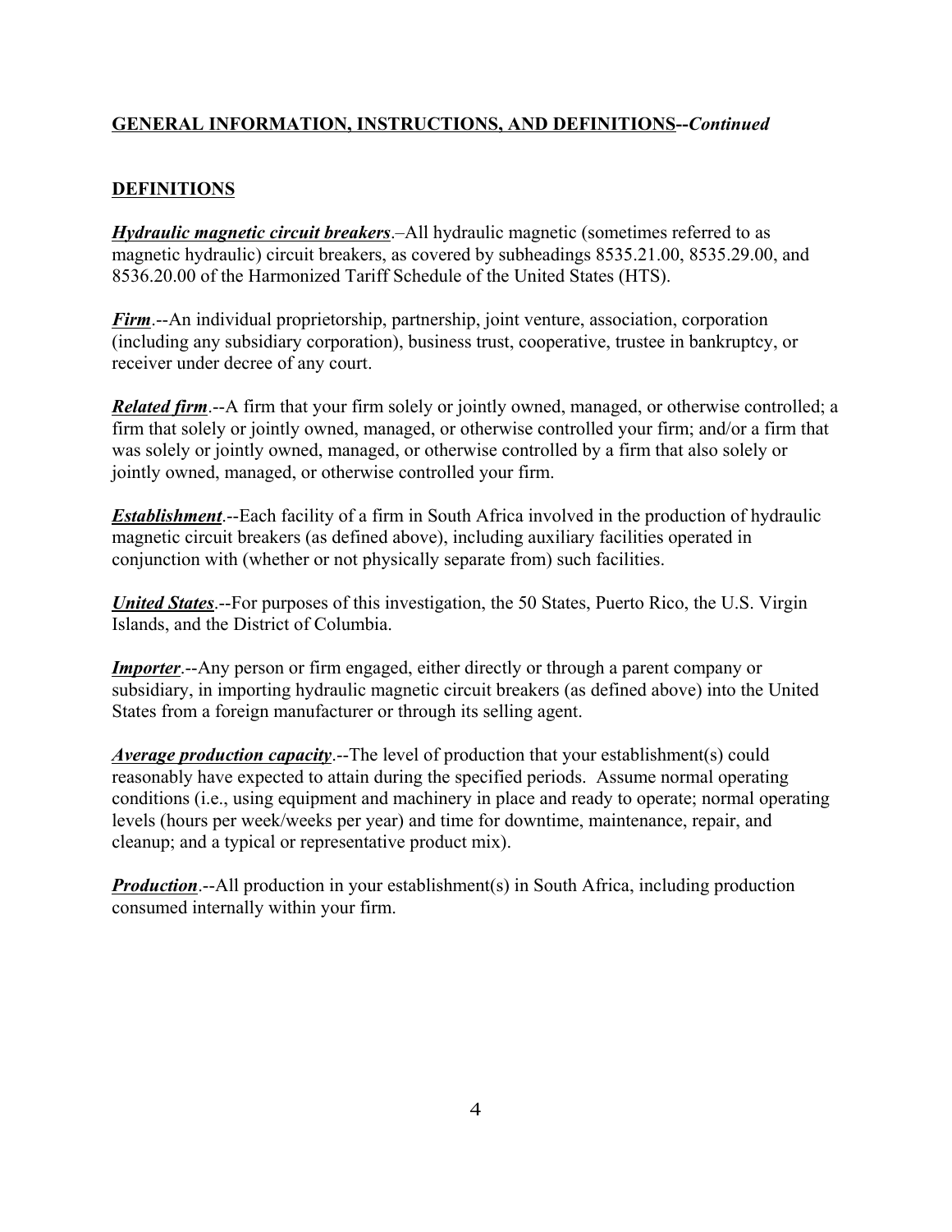## GENERAL INFORMATION, INSTRUCTIONS, AND DEFINITIONS--*Continued*

## DEFINITIONS

***Hydraulic magnetic circuit breakers***.–All hydraulic magnetic (sometimes referred to as magnetic hydraulic) circuit breakers, as covered by subheadings 8535.21.00, 8535.29.00, and 8536.20.00 of the Harmonized Tariff Schedule of the United States (HTS).

***Firm***.--An individual proprietorship, partnership, joint venture, association, corporation (including any subsidiary corporation), business trust, cooperative, trustee in bankruptcy, or receiver under decree of any court.

***Related firm***.--A firm that your firm solely or jointly owned, managed, or otherwise controlled; a firm that solely or jointly owned, managed, or otherwise controlled your firm; and/or a firm that was solely or jointly owned, managed, or otherwise controlled by a firm that also solely or jointly owned, managed, or otherwise controlled your firm.

***Establishment***.--Each facility of a firm in South Africa involved in the production of hydraulic magnetic circuit breakers (as defined above), including auxiliary facilities operated in conjunction with (whether or not physically separate from) such facilities.

***United States***.--For purposes of this investigation, the 50 States, Puerto Rico, the U.S. Virgin Islands, and the District of Columbia.

***Importer***.--Any person or firm engaged, either directly or through a parent company or subsidiary, in importing hydraulic magnetic circuit breakers (as defined above) into the United States from a foreign manufacturer or through its selling agent.

***Average production capacity***.--The level of production that your establishment(s) could reasonably have expected to attain during the specified periods. Assume normal operating conditions (i.e., using equipment and machinery in place and ready to operate; normal operating levels (hours per week/weeks per year) and time for downtime, maintenance, repair, and cleanup; and a typical or representative product mix).

***Production***.--All production in your establishment(s) in South Africa, including production consumed internally within your firm.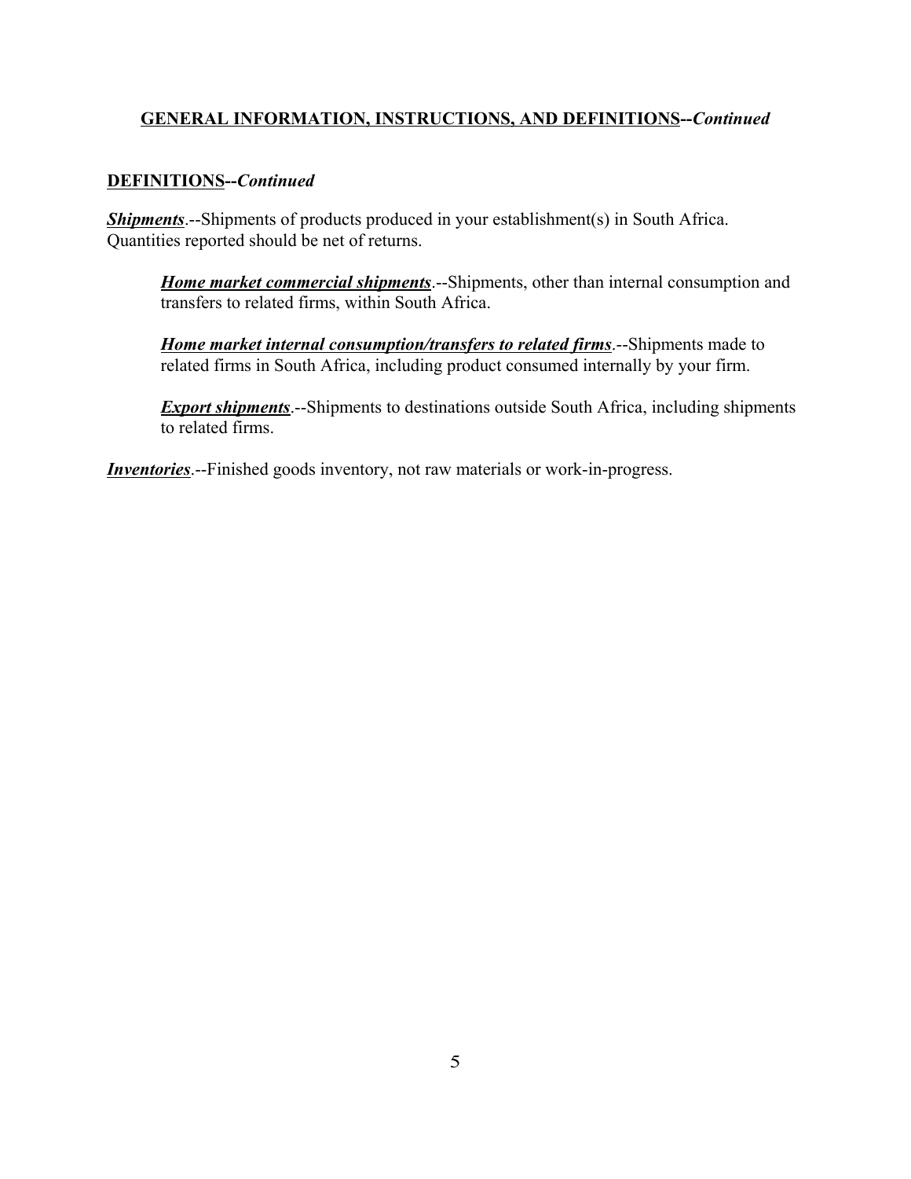**GENERAL INFORMATION, INSTRUCTIONS, AND DEFINITIONS--*Continued***

**DEFINITIONS--*Continued***

***Shipments***.--Shipments of products produced in your establishment(s) in South Africa. Quantities reported should be net of returns.

> ***Home market commercial shipments***.--Shipments, other than internal consumption and transfers to related firms, within South Africa.
>
> ***Home market internal consumption/transfers to related firms***.--Shipments made to related firms in South Africa, including product consumed internally by your firm.
>
> ***Export shipments***.--Shipments to destinations outside South Africa, including shipments to related firms.

***Inventories***.--Finished goods inventory, not raw materials or work-in-progress.